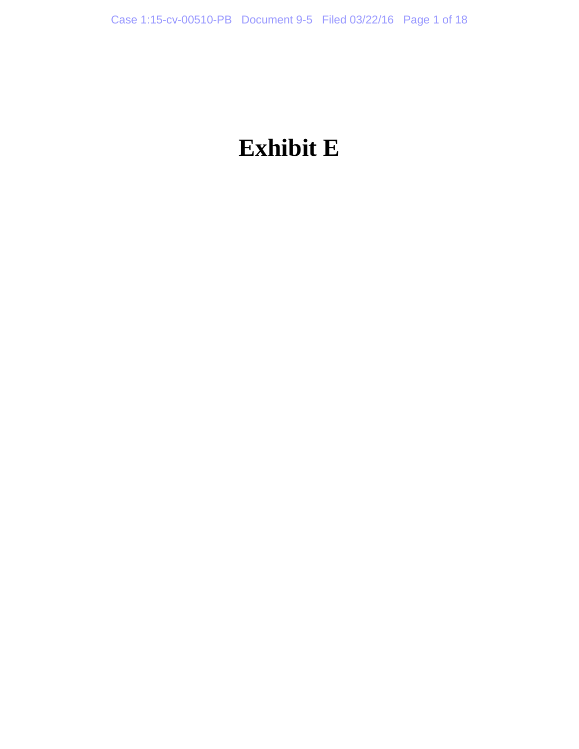# Exhibit E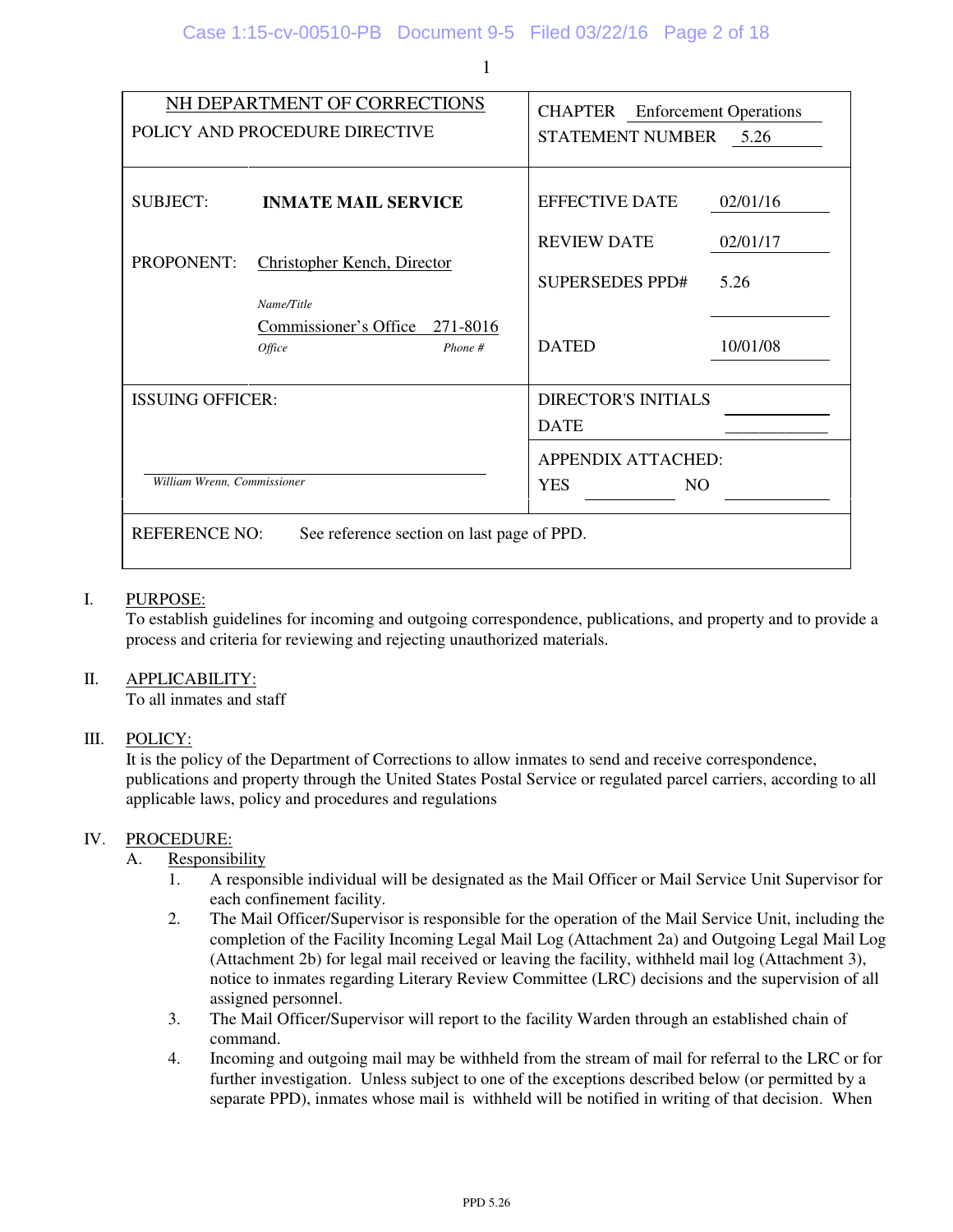| NH DEPARTMENT OF CORRECTIONS<br>POLICY AND PROCEDURE DIRECTIVE | | CHAPTER Enforcement Operations<br>STATEMENT NUMBER 5.26 | |
|---|---|---|---|
| SUBJECT: | **INMATE MAIL SERVICE** | EFFECTIVE DATE | 02/01/16 |
| PROPONENT: | Christopher Kench, Director<br>*Name/Title*<br>Commissioner's Office 271-8016<br>*Office* *Phone #* | REVIEW DATE | 02/01/17 |
| | | SUPERSEDES PPD# | 5.26 |
| | | DATED | 10/01/08 |
| ISSUING OFFICER: | | DIRECTOR'S INITIALS | |
| | | DATE | |
| *William Wrenn, Commissioner* | | APPENDIX ATTACHED:<br>YES ______ NO ______ | |
| REFERENCE NO: | See reference section on last page of PPD. | | |

I. PURPOSE:
To establish guidelines for incoming and outgoing correspondence, publications, and property and to provide a process and criteria for reviewing and rejecting unauthorized materials.

II. APPLICABILITY:
To all inmates and staff

III. POLICY:
It is the policy of the Department of Corrections to allow inmates to send and receive correspondence, publications and property through the United States Postal Service or regulated parcel carriers, according to all applicable laws, policy and procedures and regulations

IV. PROCEDURE:

A. Responsibility

1. A responsible individual will be designated as the Mail Officer or Mail Service Unit Supervisor for each confinement facility.
2. The Mail Officer/Supervisor is responsible for the operation of the Mail Service Unit, including the completion of the Facility Incoming Legal Mail Log (Attachment 2a) and Outgoing Legal Mail Log (Attachment 2b) for legal mail received or leaving the facility, withheld mail log (Attachment 3), notice to inmates regarding Literary Review Committee (LRC) decisions and the supervision of all assigned personnel.
3. The Mail Officer/Supervisor will report to the facility Warden through an established chain of command.
4. Incoming and outgoing mail may be withheld from the stream of mail for referral to the LRC or for further investigation. Unless subject to one of the exceptions described below (or permitted by a separate PPD), inmates whose mail is withheld will be notified in writing of that decision. When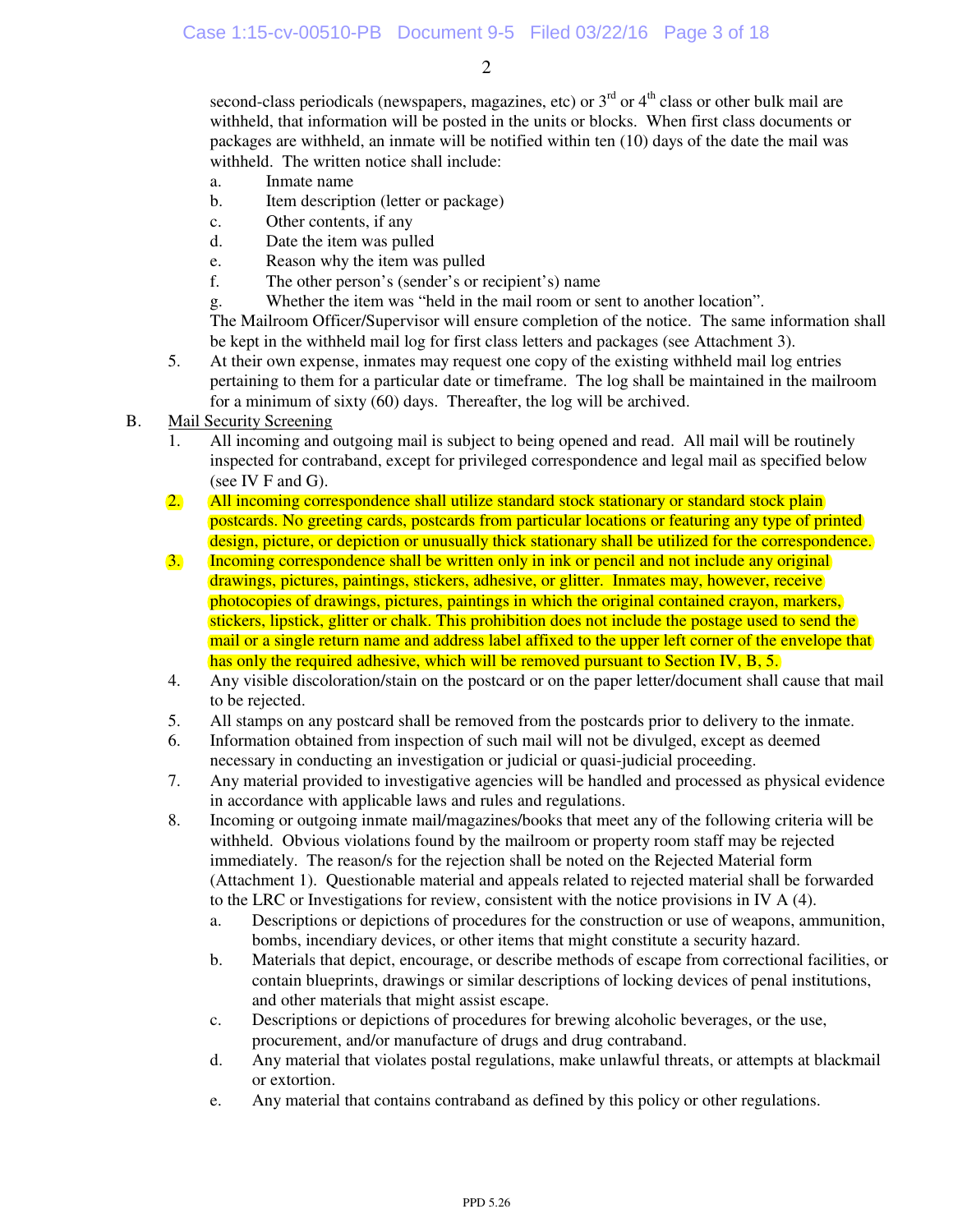second-class periodicals (newspapers, magazines, etc) or 3rd or 4th class or other bulk mail are withheld, that information will be posted in the units or blocks. When first class documents or packages are withheld, an inmate will be notified within ten (10) days of the date the mail was withheld. The written notice shall include:

a. Inmate name
b. Item description (letter or package)
c. Other contents, if any
d. Date the item was pulled
e. Reason why the item was pulled
f. The other person's (sender's or recipient's) name
g. Whether the item was "held in the mail room or sent to another location".

The Mailroom Officer/Supervisor will ensure completion of the notice. The same information shall be kept in the withheld mail log for first class letters and packages (see Attachment 3).

5. At their own expense, inmates may request one copy of the existing withheld mail log entries pertaining to them for a particular date or timeframe. The log shall be maintained in the mailroom for a minimum of sixty (60) days. Thereafter, the log will be archived.

B. Mail Security Screening

1. All incoming and outgoing mail is subject to being opened and read. All mail will be routinely inspected for contraband, except for privileged correspondence and legal mail as specified below (see IV F and G).
2. All incoming correspondence shall utilize standard stock stationary or standard stock plain postcards. No greeting cards, postcards from particular locations or featuring any type of printed design, picture, or depiction or unusually thick stationary shall be utilized for the correspondence.
3. Incoming correspondence shall be written only in ink or pencil and not include any original drawings, pictures, paintings, stickers, adhesive, or glitter. Inmates may, however, receive photocopies of drawings, pictures, paintings in which the original contained crayon, markers, stickers, lipstick, glitter or chalk. This prohibition does not include the postage used to send the mail or a single return name and address label affixed to the upper left corner of the envelope that has only the required adhesive, which will be removed pursuant to Section IV, B, 5.
4. Any visible discoloration/stain on the postcard or on the paper letter/document shall cause that mail to be rejected.
5. All stamps on any postcard shall be removed from the postcards prior to delivery to the inmate.
6. Information obtained from inspection of such mail will not be divulged, except as deemed necessary in conducting an investigation or judicial or quasi-judicial proceeding.
7. Any material provided to investigative agencies will be handled and processed as physical evidence in accordance with applicable laws and rules and regulations.
8. Incoming or outgoing inmate mail/magazines/books that meet any of the following criteria will be withheld. Obvious violations found by the mailroom or property room staff may be rejected immediately. The reason/s for the rejection shall be noted on the Rejected Material form (Attachment 1). Questionable material and appeals related to rejected material shall be forwarded to the LRC or Investigations for review, consistent with the notice provisions in IV A (4).
   a. Descriptions or depictions of procedures for the construction or use of weapons, ammunition, bombs, incendiary devices, or other items that might constitute a security hazard.
   b. Materials that depict, encourage, or describe methods of escape from correctional facilities, or contain blueprints, drawings or similar descriptions of locking devices of penal institutions, and other materials that might assist escape.
   c. Descriptions or depictions of procedures for brewing alcoholic beverages, or the use, procurement, and/or manufacture of drugs and drug contraband.
   d. Any material that violates postal regulations, make unlawful threats, or attempts at blackmail or extortion.
   e. Any material that contains contraband as defined by this policy or other regulations.

PPD 5.26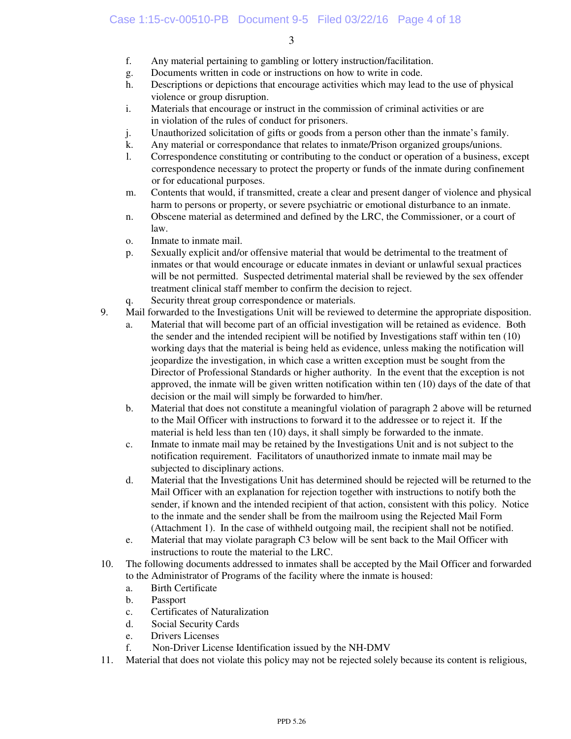f. Any material pertaining to gambling or lottery instruction/facilitation.
g. Documents written in code or instructions on how to write in code.
h. Descriptions or depictions that encourage activities which may lead to the use of physical violence or group disruption.
i. Materials that encourage or instruct in the commission of criminal activities or are in violation of the rules of conduct for prisoners.
j. Unauthorized solicitation of gifts or goods from a person other than the inmate's family.
k. Any material or correspondance that relates to inmate/Prison organized groups/unions.
l. Correspondence constituting or contributing to the conduct or operation of a business, except correspondence necessary to protect the property or funds of the inmate during confinement or for educational purposes.
m. Contents that would, if transmitted, create a clear and present danger of violence and physical harm to persons or property, or severe psychiatric or emotional disturbance to an inmate.
n. Obscene material as determined and defined by the LRC, the Commissioner, or a court of law.
o. Inmate to inmate mail.
p. Sexually explicit and/or offensive material that would be detrimental to the treatment of inmates or that would encourage or educate inmates in deviant or unlawful sexual practices will be not permitted. Suspected detrimental material shall be reviewed by the sex offender treatment clinical staff member to confirm the decision to reject.
q. Security threat group correspondence or materials.

9. Mail forwarded to the Investigations Unit will be reviewed to determine the appropriate disposition.
   a. Material that will become part of an official investigation will be retained as evidence. Both the sender and the intended recipient will be notified by Investigations staff within ten (10) working days that the material is being held as evidence, unless making the notification will jeopardize the investigation, in which case a written exception must be sought from the Director of Professional Standards or higher authority. In the event that the exception is not approved, the inmate will be given written notification within ten (10) days of the date of that decision or the mail will simply be forwarded to him/her.
   b. Material that does not constitute a meaningful violation of paragraph 2 above will be returned to the Mail Officer with instructions to forward it to the addressee or to reject it. If the material is held less than ten (10) days, it shall simply be forwarded to the inmate.
   c. Inmate to inmate mail may be retained by the Investigations Unit and is not subject to the notification requirement. Facilitators of unauthorized inmate to inmate mail may be subjected to disciplinary actions.
   d. Material that the Investigations Unit has determined should be rejected will be returned to the Mail Officer with an explanation for rejection together with instructions to notify both the sender, if known and the intended recipient of that action, consistent with this policy. Notice to the inmate and the sender shall be from the mailroom using the Rejected Mail Form (Attachment 1). In the case of withheld outgoing mail, the recipient shall not be notified.
   e. Material that may violate paragraph C3 below will be sent back to the Mail Officer with instructions to route the material to the LRC.

10. The following documents addressed to inmates shall be accepted by the Mail Officer and forwarded to the Administrator of Programs of the facility where the inmate is housed:
    a. Birth Certificate
    b. Passport
    c. Certificates of Naturalization
    d. Social Security Cards
    e. Drivers Licenses
    f. Non-Driver License Identification issued by the NH-DMV

11. Material that does not violate this policy may not be rejected solely because its content is religious,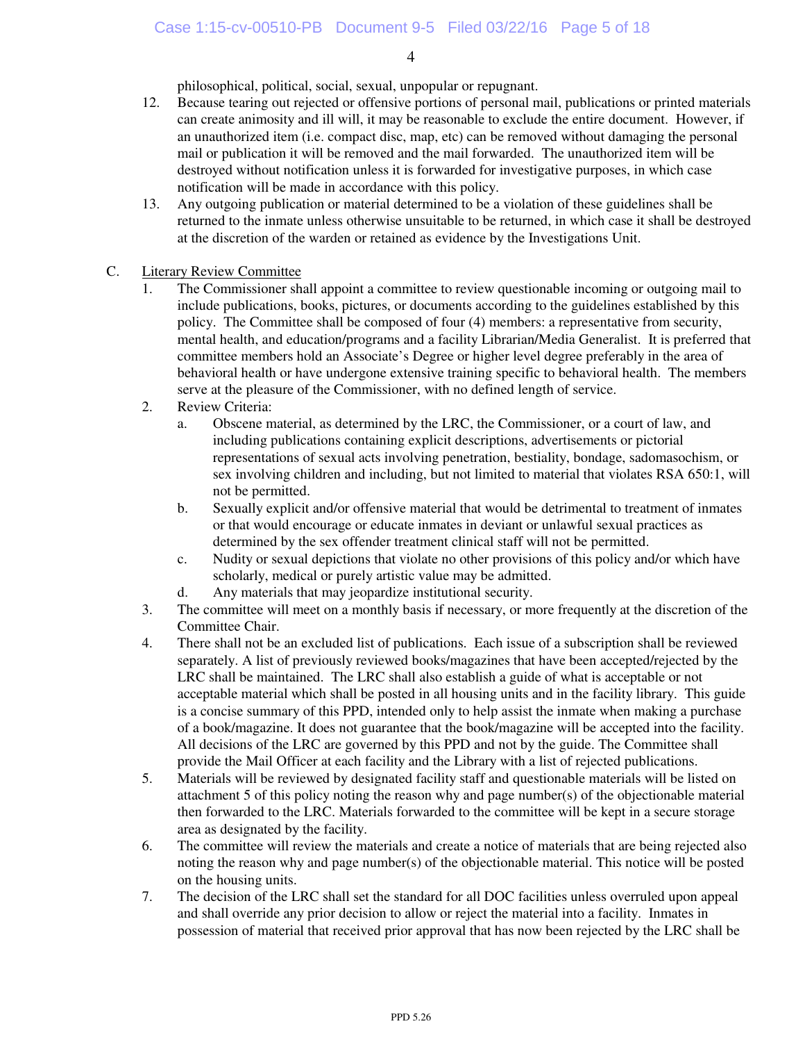philosophical, political, social, sexual, unpopular or repugnant.

12. Because tearing out rejected or offensive portions of personal mail, publications or printed materials can create animosity and ill will, it may be reasonable to exclude the entire document. However, if an unauthorized item (i.e. compact disc, map, etc) can be removed without damaging the personal mail or publication it will be removed and the mail forwarded. The unauthorized item will be destroyed without notification unless it is forwarded for investigative purposes, in which case notification will be made in accordance with this policy.
13. Any outgoing publication or material determined to be a violation of these guidelines shall be returned to the inmate unless otherwise unsuitable to be returned, in which case it shall be destroyed at the discretion of the warden or retained as evidence by the Investigations Unit.

C. Literary Review Committee

1. The Commissioner shall appoint a committee to review questionable incoming or outgoing mail to include publications, books, pictures, or documents according to the guidelines established by this policy. The Committee shall be composed of four (4) members: a representative from security, mental health, and education/programs and a facility Librarian/Media Generalist. It is preferred that committee members hold an Associate's Degree or higher level degree preferably in the area of behavioral health or have undergone extensive training specific to behavioral health. The members serve at the pleasure of the Commissioner, with no defined length of service.
2. Review Criteria:
   a. Obscene material, as determined by the LRC, the Commissioner, or a court of law, and including publications containing explicit descriptions, advertisements or pictorial representations of sexual acts involving penetration, bestiality, bondage, sadomasochism, or sex involving children and including, but not limited to material that violates RSA 650:1, will not be permitted.
   b. Sexually explicit and/or offensive material that would be detrimental to treatment of inmates or that would encourage or educate inmates in deviant or unlawful sexual practices as determined by the sex offender treatment clinical staff will not be permitted.
   c. Nudity or sexual depictions that violate no other provisions of this policy and/or which have scholarly, medical or purely artistic value may be admitted.
   d. Any materials that may jeopardize institutional security.
3. The committee will meet on a monthly basis if necessary, or more frequently at the discretion of the Committee Chair.
4. There shall not be an excluded list of publications. Each issue of a subscription shall be reviewed separately. A list of previously reviewed books/magazines that have been accepted/rejected by the LRC shall be maintained. The LRC shall also establish a guide of what is acceptable or not acceptable material which shall be posted in all housing units and in the facility library. This guide is a concise summary of this PPD, intended only to help assist the inmate when making a purchase of a book/magazine. It does not guarantee that the book/magazine will be accepted into the facility. All decisions of the LRC are governed by this PPD and not by the guide. The Committee shall provide the Mail Officer at each facility and the Library with a list of rejected publications.
5. Materials will be reviewed by designated facility staff and questionable materials will be listed on attachment 5 of this policy noting the reason why and page number(s) of the objectionable material then forwarded to the LRC. Materials forwarded to the committee will be kept in a secure storage area as designated by the facility.
6. The committee will review the materials and create a notice of materials that are being rejected also noting the reason why and page number(s) of the objectionable material. This notice will be posted on the housing units.
7. The decision of the LRC shall set the standard for all DOC facilities unless overruled upon appeal and shall override any prior decision to allow or reject the material into a facility. Inmates in possession of material that received prior approval that has now been rejected by the LRC shall be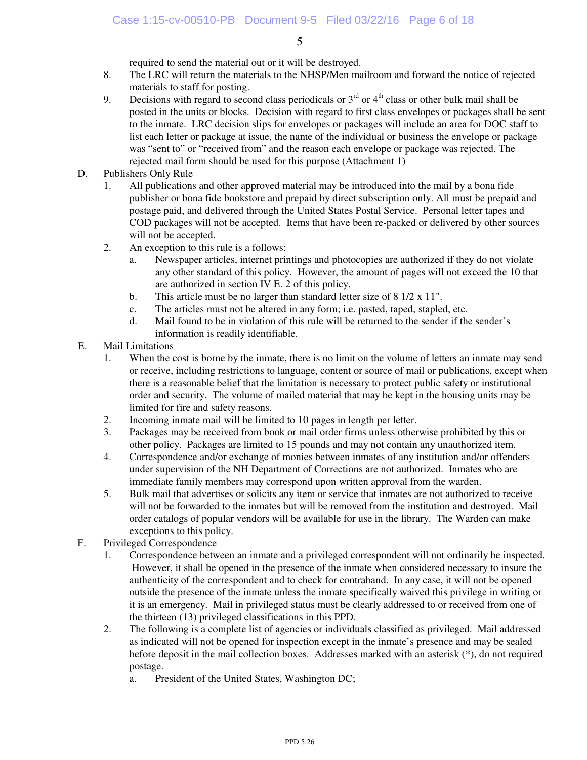required to send the material out or it will be destroyed.

8. The LRC will return the materials to the NHSP/Men mailroom and forward the notice of rejected materials to staff for posting.
9. Decisions with regard to second class periodicals or 3rd or 4th class or other bulk mail shall be posted in the units or blocks. Decision with regard to first class envelopes or packages shall be sent to the inmate. LRC decision slips for envelopes or packages will include an area for DOC staff to list each letter or package at issue, the name of the individual or business the envelope or package was "sent to" or "received from" and the reason each envelope or package was rejected. The rejected mail form should be used for this purpose (Attachment 1)

D. Publishers Only Rule

1. All publications and other approved material may be introduced into the mail by a bona fide publisher or bona fide bookstore and prepaid by direct subscription only. All must be prepaid and postage paid, and delivered through the United States Postal Service. Personal letter tapes and COD packages will not be accepted. Items that have been re-packed or delivered by other sources will not be accepted.
2. An exception to this rule is a follows:
   a. Newspaper articles, internet printings and photocopies are authorized if they do not violate any other standard of this policy. However, the amount of pages will not exceed the 10 that are authorized in section IV E. 2 of this policy.
   b. This article must be no larger than standard letter size of 8 1/2 x 11".
   c. The articles must not be altered in any form; i.e. pasted, taped, stapled, etc.
   d. Mail found to be in violation of this rule will be returned to the sender if the sender's information is readily identifiable.

E. Mail Limitations

1. When the cost is borne by the inmate, there is no limit on the volume of letters an inmate may send or receive, including restrictions to language, content or source of mail or publications, except when there is a reasonable belief that the limitation is necessary to protect public safety or institutional order and security. The volume of mailed material that may be kept in the housing units may be limited for fire and safety reasons.
2. Incoming inmate mail will be limited to 10 pages in length per letter.
3. Packages may be received from book or mail order firms unless otherwise prohibited by this or other policy. Packages are limited to 15 pounds and may not contain any unauthorized item.
4. Correspondence and/or exchange of monies between inmates of any institution and/or offenders under supervision of the NH Department of Corrections are not authorized. Inmates who are immediate family members may correspond upon written approval from the warden.
5. Bulk mail that advertises or solicits any item or service that inmates are not authorized to receive will not be forwarded to the inmates but will be removed from the institution and destroyed. Mail order catalogs of popular vendors will be available for use in the library. The Warden can make exceptions to this policy.

F. Privileged Correspondence

1. Correspondence between an inmate and a privileged correspondent will not ordinarily be inspected. However, it shall be opened in the presence of the inmate when considered necessary to insure the authenticity of the correspondent and to check for contraband. In any case, it will not be opened outside the presence of the inmate unless the inmate specifically waived this privilege in writing or it is an emergency. Mail in privileged status must be clearly addressed to or received from one of the thirteen (13) privileged classifications in this PPD.
2. The following is a complete list of agencies or individuals classified as privileged. Mail addressed as indicated will not be opened for inspection except in the inmate's presence and may be sealed before deposit in the mail collection boxes. Addresses marked with an asterisk (*), do not required postage.
   a. President of the United States, Washington DC;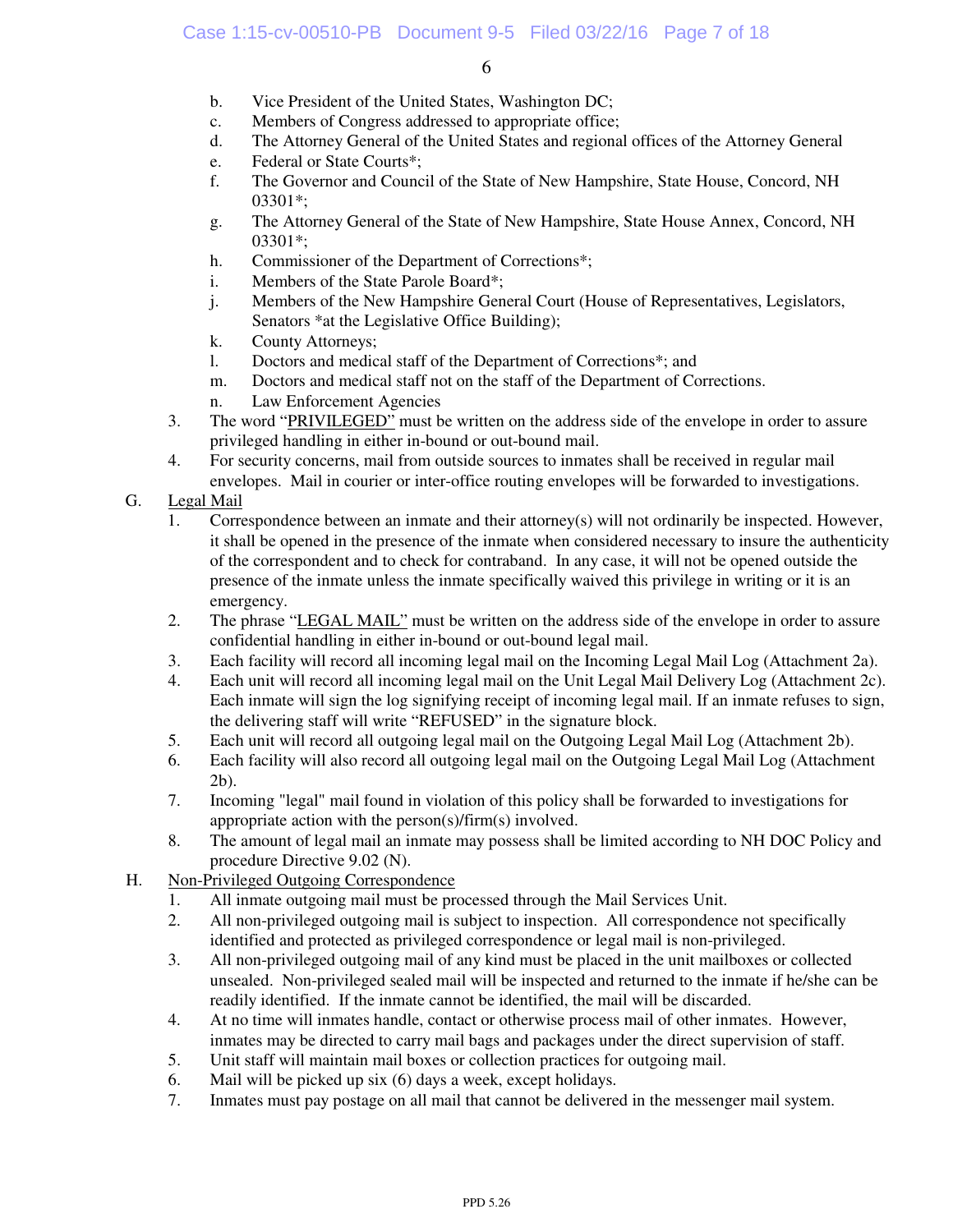b. Vice President of the United States, Washington DC;
c. Members of Congress addressed to appropriate office;
d. The Attorney General of the United States and regional offices of the Attorney General
e. Federal or State Courts*;
f. The Governor and Council of the State of New Hampshire, State House, Concord, NH 03301*;
g. The Attorney General of the State of New Hampshire, State House Annex, Concord, NH 03301*;
h. Commissioner of the Department of Corrections*;
i. Members of the State Parole Board*;
j. Members of the New Hampshire General Court (House of Representatives, Legislators, Senators *at the Legislative Office Building);
k. County Attorneys;
l. Doctors and medical staff of the Department of Corrections*; and
m. Doctors and medical staff not on the staff of the Department of Corrections.
n. Law Enforcement Agencies

3. The word "PRIVILEGED" must be written on the address side of the envelope in order to assure privileged handling in either in-bound or out-bound mail.
4. For security concerns, mail from outside sources to inmates shall be received in regular mail envelopes. Mail in courier or inter-office routing envelopes will be forwarded to investigations.

G. Legal Mail

1. Correspondence between an inmate and their attorney(s) will not ordinarily be inspected. However, it shall be opened in the presence of the inmate when considered necessary to insure the authenticity of the correspondent and to check for contraband. In any case, it will not be opened outside the presence of the inmate unless the inmate specifically waived this privilege in writing or it is an emergency.
2. The phrase "LEGAL MAIL" must be written on the address side of the envelope in order to assure confidential handling in either in-bound or out-bound legal mail.
3. Each facility will record all incoming legal mail on the Incoming Legal Mail Log (Attachment 2a).
4. Each unit will record all incoming legal mail on the Unit Legal Mail Delivery Log (Attachment 2c). Each inmate will sign the log signifying receipt of incoming legal mail. If an inmate refuses to sign, the delivering staff will write "REFUSED" in the signature block.
5. Each unit will record all outgoing legal mail on the Outgoing Legal Mail Log (Attachment 2b).
6. Each facility will also record all outgoing legal mail on the Outgoing Legal Mail Log (Attachment 2b).
7. Incoming "legal" mail found in violation of this policy shall be forwarded to investigations for appropriate action with the person(s)/firm(s) involved.
8. The amount of legal mail an inmate may possess shall be limited according to NH DOC Policy and procedure Directive 9.02 (N).

H. Non-Privileged Outgoing Correspondence

1. All inmate outgoing mail must be processed through the Mail Services Unit.
2. All non-privileged outgoing mail is subject to inspection. All correspondence not specifically identified and protected as privileged correspondence or legal mail is non-privileged.
3. All non-privileged outgoing mail of any kind must be placed in the unit mailboxes or collected unsealed. Non-privileged sealed mail will be inspected and returned to the inmate if he/she can be readily identified. If the inmate cannot be identified, the mail will be discarded.
4. At no time will inmates handle, contact or otherwise process mail of other inmates. However, inmates may be directed to carry mail bags and packages under the direct supervision of staff.
5. Unit staff will maintain mail boxes or collection practices for outgoing mail.
6. Mail will be picked up six (6) days a week, except holidays.
7. Inmates must pay postage on all mail that cannot be delivered in the messenger mail system.

PPD 5.26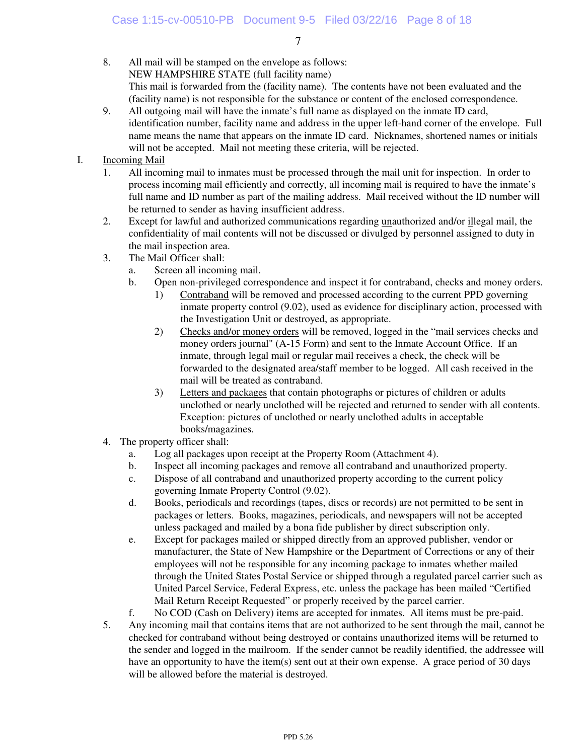8. All mail will be stamped on the envelope as follows:
   NEW HAMPSHIRE STATE (full facility name)
   This mail is forwarded from the (facility name). The contents have not been evaluated and the (facility name) is not responsible for the substance or content of the enclosed correspondence.
9. All outgoing mail will have the inmate's full name as displayed on the inmate ID card, identification number, facility name and address in the upper left-hand corner of the envelope. Full name means the name that appears on the inmate ID card. Nicknames, shortened names or initials will not be accepted. Mail not meeting these criteria, will be rejected.

I. Incoming Mail

1. All incoming mail to inmates must be processed through the mail unit for inspection. In order to process incoming mail efficiently and correctly, all incoming mail is required to have the inmate's full name and ID number as part of the mailing address. Mail received without the ID number will be returned to sender as having insufficient address.
2. Except for lawful and authorized communications regarding unauthorized and/or illegal mail, the confidentiality of mail contents will not be discussed or divulged by personnel assigned to duty in the mail inspection area.
3. The Mail Officer shall:
   a. Screen all incoming mail.
   b. Open non-privileged correspondence and inspect it for contraband, checks and money orders.
      1) Contraband will be removed and processed according to the current PPD governing inmate property control (9.02), used as evidence for disciplinary action, processed with the Investigation Unit or destroyed, as appropriate.
      2) Checks and/or money orders will be removed, logged in the "mail services checks and money orders journal" (A-15 Form) and sent to the Inmate Account Office. If an inmate, through legal mail or regular mail receives a check, the check will be forwarded to the designated area/staff member to be logged. All cash received in the mail will be treated as contraband.
      3) Letters and packages that contain photographs or pictures of children or adults unclothed or nearly unclothed will be rejected and returned to sender with all contents. Exception: pictures of unclothed or nearly unclothed adults in acceptable books/magazines.
4. The property officer shall:
   a. Log all packages upon receipt at the Property Room (Attachment 4).
   b. Inspect all incoming packages and remove all contraband and unauthorized property.
   c. Dispose of all contraband and unauthorized property according to the current policy governing Inmate Property Control (9.02).
   d. Books, periodicals and recordings (tapes, discs or records) are not permitted to be sent in packages or letters. Books, magazines, periodicals, and newspapers will not be accepted unless packaged and mailed by a bona fide publisher by direct subscription only.
   e. Except for packages mailed or shipped directly from an approved publisher, vendor or manufacturer, the State of New Hampshire or the Department of Corrections or any of their employees will not be responsible for any incoming package to inmates whether mailed through the United States Postal Service or shipped through a regulated parcel carrier such as United Parcel Service, Federal Express, etc. unless the package has been mailed "Certified Mail Return Receipt Requested" or properly received by the parcel carrier.
   f. No COD (Cash on Delivery) items are accepted for inmates. All items must be pre-paid.
5. Any incoming mail that contains items that are not authorized to be sent through the mail, cannot be checked for contraband without being destroyed or contains unauthorized items will be returned to the sender and logged in the mailroom. If the sender cannot be readily identified, the addressee will have an opportunity to have the item(s) sent out at their own expense. A grace period of 30 days will be allowed before the material is destroyed.

PPD 5.26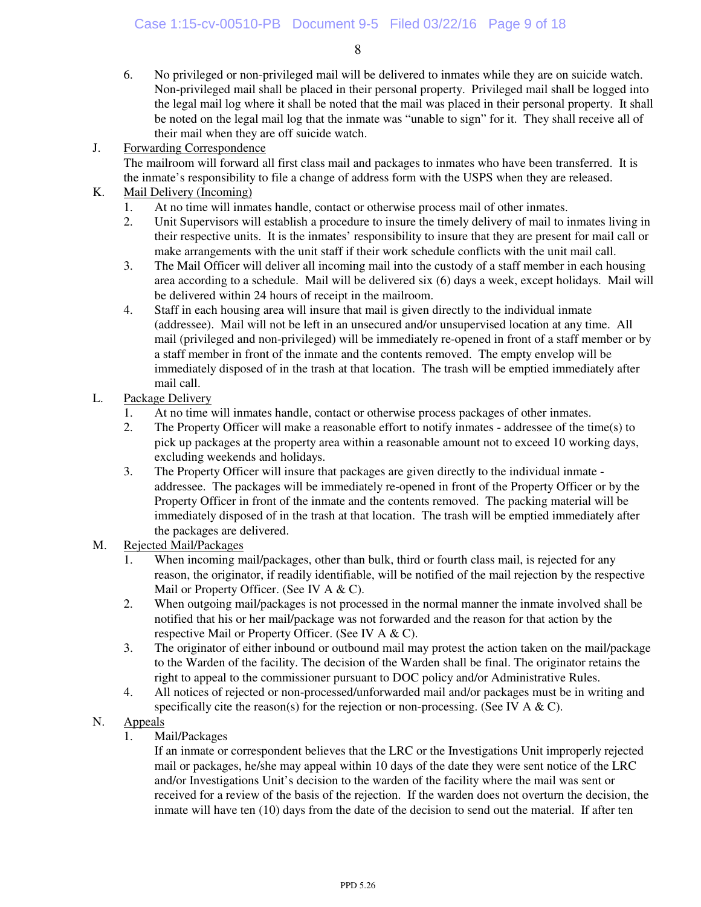6. No privileged or non-privileged mail will be delivered to inmates while they are on suicide watch. Non-privileged mail shall be placed in their personal property. Privileged mail shall be logged into the legal mail log where it shall be noted that the mail was placed in their personal property. It shall be noted on the legal mail log that the inmate was "unable to sign" for it. They shall receive all of their mail when they are off suicide watch.

J. <u>Forwarding Correspondence</u>

The mailroom will forward all first class mail and packages to inmates who have been transferred. It is the inmate's responsibility to file a change of address form with the USPS when they are released.

K. <u>Mail Delivery (Incoming)</u>

1. At no time will inmates handle, contact or otherwise process mail of other inmates.
2. Unit Supervisors will establish a procedure to insure the timely delivery of mail to inmates living in their respective units. It is the inmates' responsibility to insure that they are present for mail call or make arrangements with the unit staff if their work schedule conflicts with the unit mail call.
3. The Mail Officer will deliver all incoming mail into the custody of a staff member in each housing area according to a schedule. Mail will be delivered six (6) days a week, except holidays. Mail will be delivered within 24 hours of receipt in the mailroom.
4. Staff in each housing area will insure that mail is given directly to the individual inmate (addressee). Mail will not be left in an unsecured and/or unsupervised location at any time. All mail (privileged and non-privileged) will be immediately re-opened in front of a staff member or by a staff member in front of the inmate and the contents removed. The empty envelop will be immediately disposed of in the trash at that location. The trash will be emptied immediately after mail call.

L. <u>Package Delivery</u>

1. At no time will inmates handle, contact or otherwise process packages of other inmates.
2. The Property Officer will make a reasonable effort to notify inmates - addressee of the time(s) to pick up packages at the property area within a reasonable amount not to exceed 10 working days, excluding weekends and holidays.
3. The Property Officer will insure that packages are given directly to the individual inmate - addressee. The packages will be immediately re-opened in front of the Property Officer or by the Property Officer in front of the inmate and the contents removed. The packing material will be immediately disposed of in the trash at that location. The trash will be emptied immediately after the packages are delivered.

M. <u>Rejected Mail/Packages</u>

1. When incoming mail/packages, other than bulk, third or fourth class mail, is rejected for any reason, the originator, if readily identifiable, will be notified of the mail rejection by the respective Mail or Property Officer. (See IV A & C).
2. When outgoing mail/packages is not processed in the normal manner the inmate involved shall be notified that his or her mail/package was not forwarded and the reason for that action by the respective Mail or Property Officer. (See IV A & C).
3. The originator of either inbound or outbound mail may protest the action taken on the mail/package to the Warden of the facility. The decision of the Warden shall be final. The originator retains the right to appeal to the commissioner pursuant to DOC policy and/or Administrative Rules.
4. All notices of rejected or non-processed/unforwarded mail and/or packages must be in writing and specifically cite the reason(s) for the rejection or non-processing. (See IV A & C).

N. <u>Appeals</u>

1. Mail/Packages

   If an inmate or correspondent believes that the LRC or the Investigations Unit improperly rejected mail or packages, he/she may appeal within 10 days of the date they were sent notice of the LRC and/or Investigations Unit's decision to the warden of the facility where the mail was sent or received for a review of the basis of the rejection. If the warden does not overturn the decision, the inmate will have ten (10) days from the date of the decision to send out the material. If after ten

PPD 5.26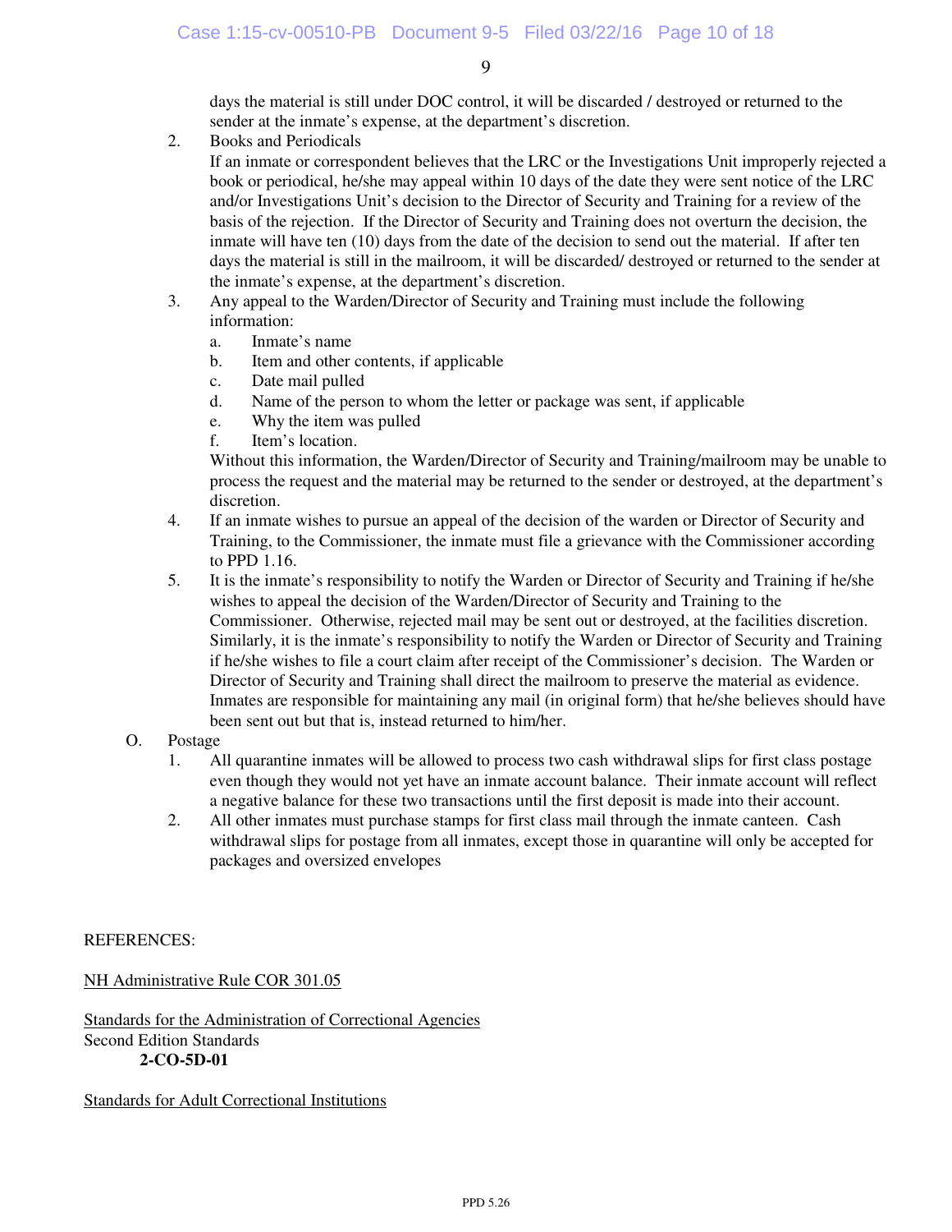days the material is still under DOC control, it will be discarded / destroyed or returned to the sender at the inmate's expense, at the department's discretion.

2. Books and Periodicals

   If an inmate or correspondent believes that the LRC or the Investigations Unit improperly rejected a book or periodical, he/she may appeal within 10 days of the date they were sent notice of the LRC and/or Investigations Unit's decision to the Director of Security and Training for a review of the basis of the rejection. If the Director of Security and Training does not overturn the decision, the inmate will have ten (10) days from the date of the decision to send out the material. If after ten days the material is still in the mailroom, it will be discarded/ destroyed or returned to the sender at the inmate's expense, at the department's discretion.

3. Any appeal to the Warden/Director of Security and Training must include the following information:

   a. Inmate's name
   b. Item and other contents, if applicable
   c. Date mail pulled
   d. Name of the person to whom the letter or package was sent, if applicable
   e. Why the item was pulled
   f. Item's location.

   Without this information, the Warden/Director of Security and Training/mailroom may be unable to process the request and the material may be returned to the sender or destroyed, at the department's discretion.

4. If an inmate wishes to pursue an appeal of the decision of the warden or Director of Security and Training, to the Commissioner, the inmate must file a grievance with the Commissioner according to PPD 1.16.

5. It is the inmate's responsibility to notify the Warden or Director of Security and Training if he/she wishes to appeal the decision of the Warden/Director of Security and Training to the Commissioner. Otherwise, rejected mail may be sent out or destroyed, at the facilities discretion. Similarly, it is the inmate's responsibility to notify the Warden or Director of Security and Training if he/she wishes to file a court claim after receipt of the Commissioner's decision. The Warden or Director of Security and Training shall direct the mailroom to preserve the material as evidence. Inmates are responsible for maintaining any mail (in original form) that he/she believes should have been sent out but that is, instead returned to him/her.

O. Postage

1. All quarantine inmates will be allowed to process two cash withdrawal slips for first class postage even though they would not yet have an inmate account balance. Their inmate account will reflect a negative balance for these two transactions until the first deposit is made into their account.

2. All other inmates must purchase stamps for first class mail through the inmate canteen. Cash withdrawal slips for postage from all inmates, except those in quarantine will only be accepted for packages and oversized envelopes

REFERENCES:

NH Administrative Rule COR 301.05

Standards for the Administration of Correctional Agencies
Second Edition Standards

**2-CO-5D-01**

Standards for Adult Correctional Institutions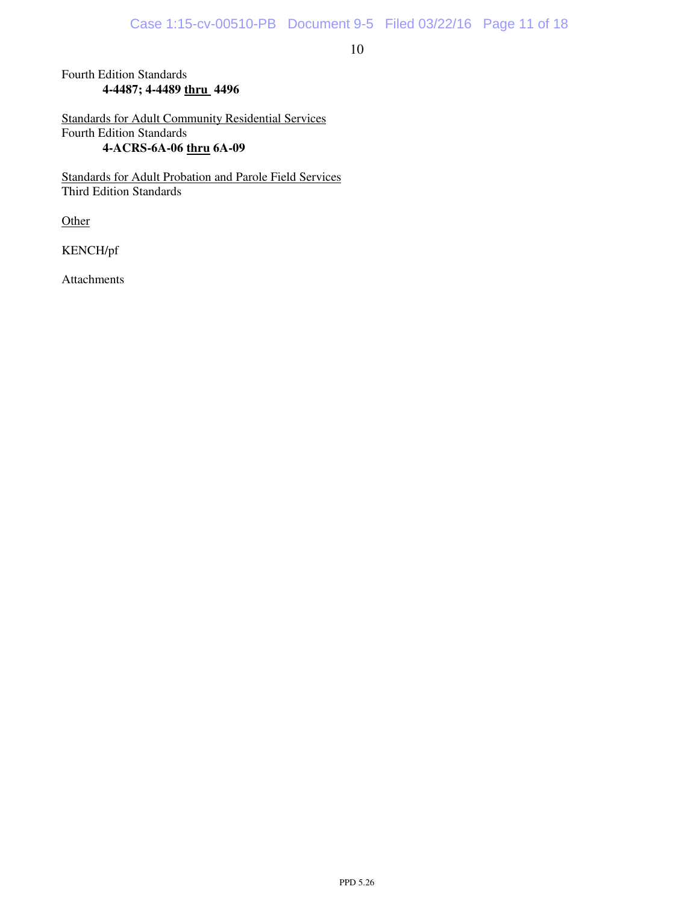Fourth Edition Standards
**4-4487; 4-4489 <u>thru</u> 4496**

<u>Standards for Adult Community Residential Services</u>
Fourth Edition Standards
**4-ACRS-6A-06 <u>thru</u> 6A-09**

<u>Standards for Adult Probation and Parole Field Services</u>
Third Edition Standards

<u>Other</u>

KENCH/pf

Attachments

PPD 5.26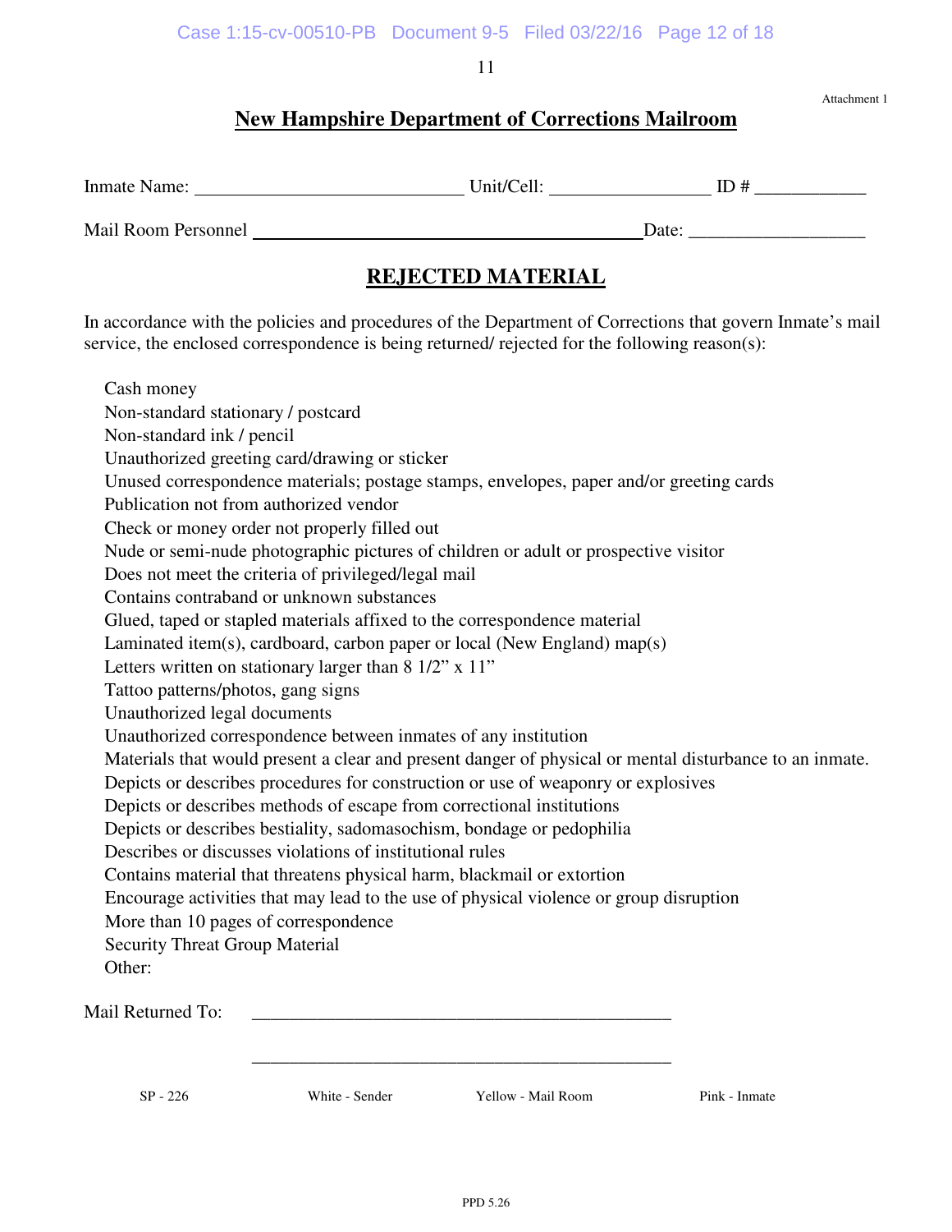Attachment 1

# New Hampshire Department of Corrections Mailroom

Inmate Name: ____________________________ Unit/Cell: _________________ ID # ____________

Mail Room Personnel ________________________________________Date: __________________

## REJECTED MATERIAL

In accordance with the policies and procedures of the Department of Corrections that govern Inmate's mail service, the enclosed correspondence is being returned/ rejected for the following reason(s):

- Cash money
- Non-standard stationary / postcard
- Non-standard ink / pencil
- Unauthorized greeting card/drawing or sticker
- Unused correspondence materials; postage stamps, envelopes, paper and/or greeting cards
- Publication not from authorized vendor
- Check or money order not properly filled out
- Nude or semi-nude photographic pictures of children or adult or prospective visitor
- Does not meet the criteria of privileged/legal mail
- Contains contraband or unknown substances
- Glued, taped or stapled materials affixed to the correspondence material
- Laminated item(s), cardboard, carbon paper or local (New England) map(s)
- Letters written on stationary larger than 8 1/2" x 11"
- Tattoo patterns/photos, gang signs
- Unauthorized legal documents
- Unauthorized correspondence between inmates of any institution
- Materials that would present a clear and present danger of physical or mental disturbance to an inmate.
- Depicts or describes procedures for construction or use of weaponry or explosives
- Depicts or describes methods of escape from correctional institutions
- Depicts or describes bestiality, sadomasochism, bondage or pedophilia
- Describes or discusses violations of institutional rules
- Contains material that threatens physical harm, blackmail or extortion
- Encourage activities that may lead to the use of physical violence or group disruption
- More than 10 pages of correspondence
- Security Threat Group Material
- Other:

Mail Returned To: _______________________________________________

_______________________________________________

SP - 226 White - Sender Yellow - Mail Room Pink - Inmate

PPD 5.26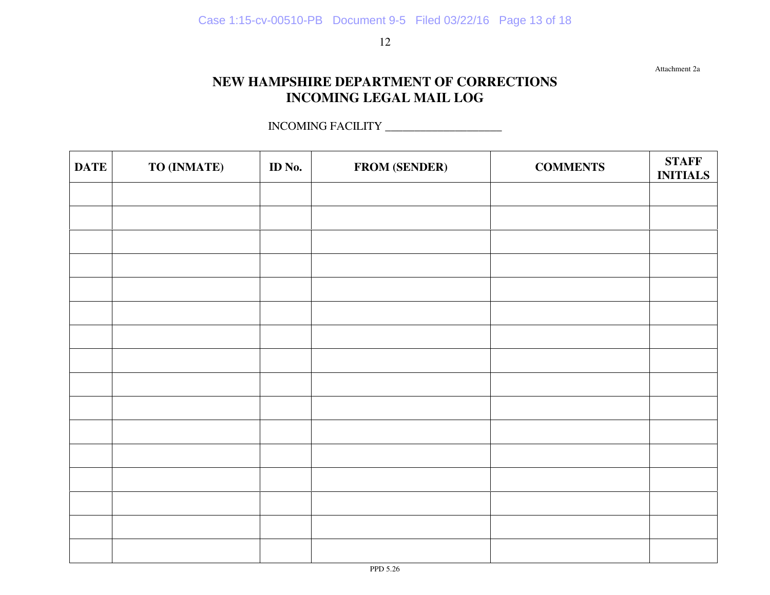Attachment 2a

# NEW HAMPSHIRE DEPARTMENT OF CORRECTIONS
# INCOMING LEGAL MAIL LOG

INCOMING FACILITY ____________________

| DATE | TO (INMATE) | ID No. | FROM (SENDER) | COMMENTS | STAFF INITIALS |
|---|---|---|---|---|---|
| | | | | | |
| | | | | | |
| | | | | | |
| | | | | | |
| | | | | | |
| | | | | | |
| | | | | | |
| | | | | | |
| | | | | | |
| | | | | | |
| | | | | | |
| | | | | | |
| | | | | | |
| | | | | | |
| | | | | | |
| | | | | | |

PPD 5.26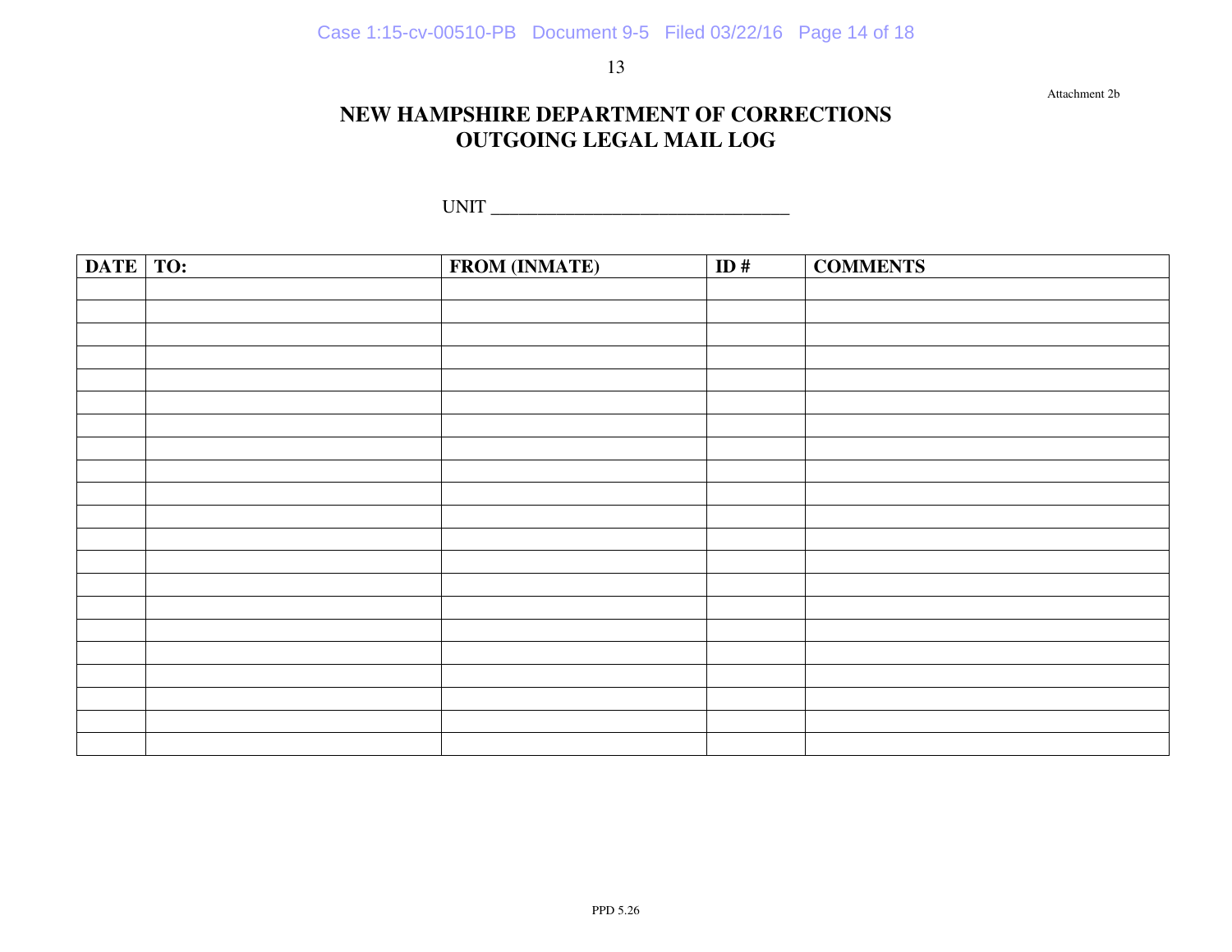Attachment 2b

# NEW HAMPSHIRE DEPARTMENT OF CORRECTIONS
# OUTGOING LEGAL MAIL LOG

UNIT ________________________________

| DATE | TO: | FROM (INMATE) | ID # | COMMENTS |
|---|---|---|---|---|
| | | | | |
| | | | | |
| | | | | |
| | | | | |
| | | | | |
| | | | | |
| | | | | |
| | | | | |
| | | | | |
| | | | | |
| | | | | |
| | | | | |
| | | | | |
| | | | | |
| | | | | |
| | | | | |
| | | | | |
| | | | | |
| | | | | |
| | | | | |
| | | | | |
| | | | | |

PPD 5.26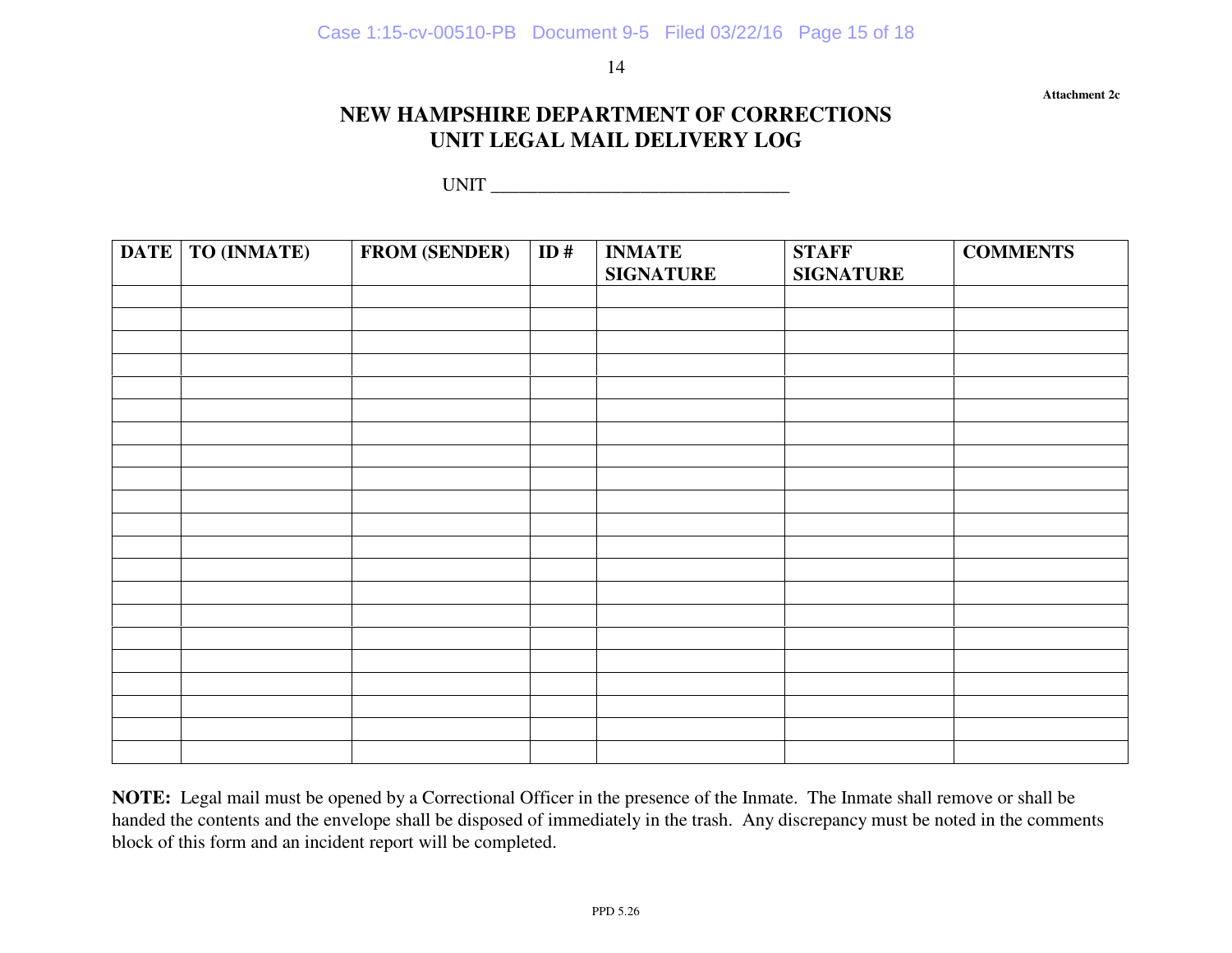Attachment 2c

# NEW HAMPSHIRE DEPARTMENT OF CORRECTIONS
# UNIT LEGAL MAIL DELIVERY LOG

UNIT ________________________________

| DATE | TO (INMATE) | FROM (SENDER) | ID # | INMATE SIGNATURE | STAFF SIGNATURE | COMMENTS |
|---|---|---|---|---|---|---|
| | | | | | | |
| | | | | | | |
| | | | | | | |
| | | | | | | |
| | | | | | | |
| | | | | | | |
| | | | | | | |
| | | | | | | |
| | | | | | | |
| | | | | | | |
| | | | | | | |
| | | | | | | |
| | | | | | | |
| | | | | | | |
| | | | | | | |
| | | | | | | |
| | | | | | | |
| | | | | | | |
| | | | | | | |
| | | | | | | |
| | | | | | | |

**NOTE:** Legal mail must be opened by a Correctional Officer in the presence of the Inmate. The Inmate shall remove or shall be handed the contents and the envelope shall be disposed of immediately in the trash. Any discrepancy must be noted in the comments block of this form and an incident report will be completed.

PPD 5.26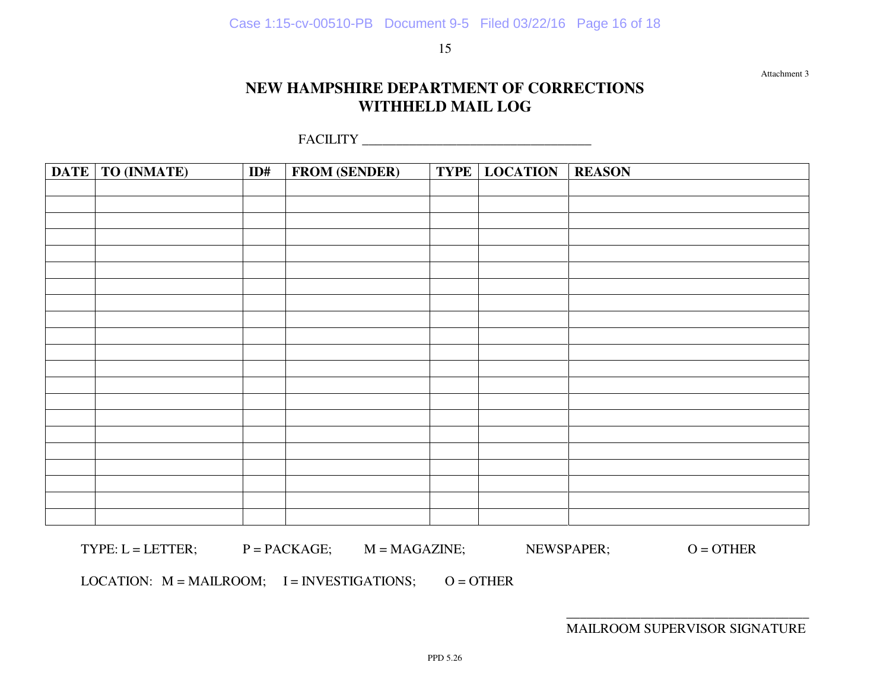Attachment 3

# NEW HAMPSHIRE DEPARTMENT OF CORRECTIONS
# WITHHELD MAIL LOG

FACILITY ________________________________

| DATE | TO (INMATE) | ID# | FROM (SENDER) | TYPE | LOCATION | REASON |
|---|---|---|---|---|---|---|
| | | | | | | |
| | | | | | | |
| | | | | | | |
| | | | | | | |
| | | | | | | |
| | | | | | | |
| | | | | | | |
| | | | | | | |
| | | | | | | |
| | | | | | | |
| | | | | | | |
| | | | | | | |
| | | | | | | |
| | | | | | | |
| | | | | | | |
| | | | | | | |
| | | | | | | |
| | | | | | | |
| | | | | | | |
| | | | | | | |
| | | | | | | |
| | | | | | | |

TYPE: L = LETTER; P = PACKAGE; M = MAGAZINE; NEWSPAPER; O = OTHER

LOCATION: M = MAILROOM; I = INVESTIGATIONS; O = OTHER

________________________________
MAILROOM SUPERVISOR SIGNATURE

PPD 5.26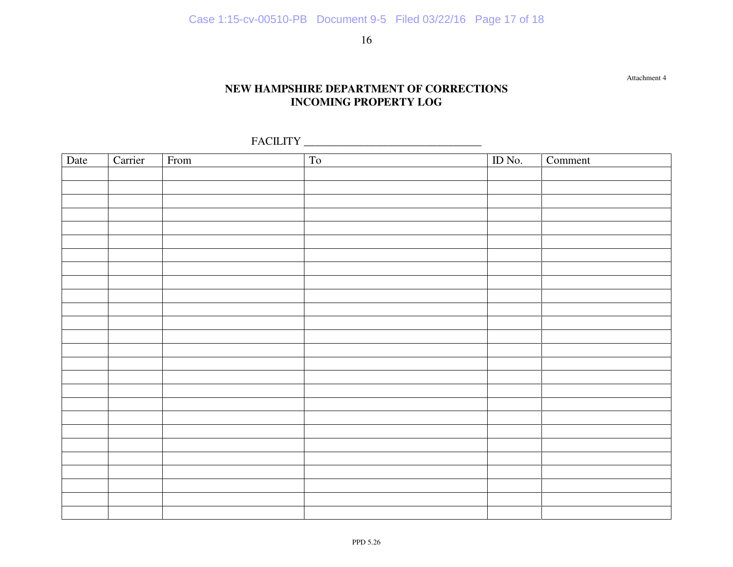Attachment 4

**NEW HAMPSHIRE DEPARTMENT OF CORRECTIONS**
**INCOMING PROPERTY LOG**

FACILITY ______________________________

| Date | Carrier | From | To | ID No. | Comment |
|---|---|---|---|---|---|
| | | | | | |
| | | | | | |
| | | | | | |
| | | | | | |
| | | | | | |
| | | | | | |
| | | | | | |
| | | | | | |
| | | | | | |
| | | | | | |
| | | | | | |
| | | | | | |
| | | | | | |
| | | | | | |
| | | | | | |
| | | | | | |
| | | | | | |
| | | | | | |
| | | | | | |
| | | | | | |
| | | | | | |
| | | | | | |
| | | | | | |
| | | | | | |
| | | | | | |
| | | | | | |

PPD 5.26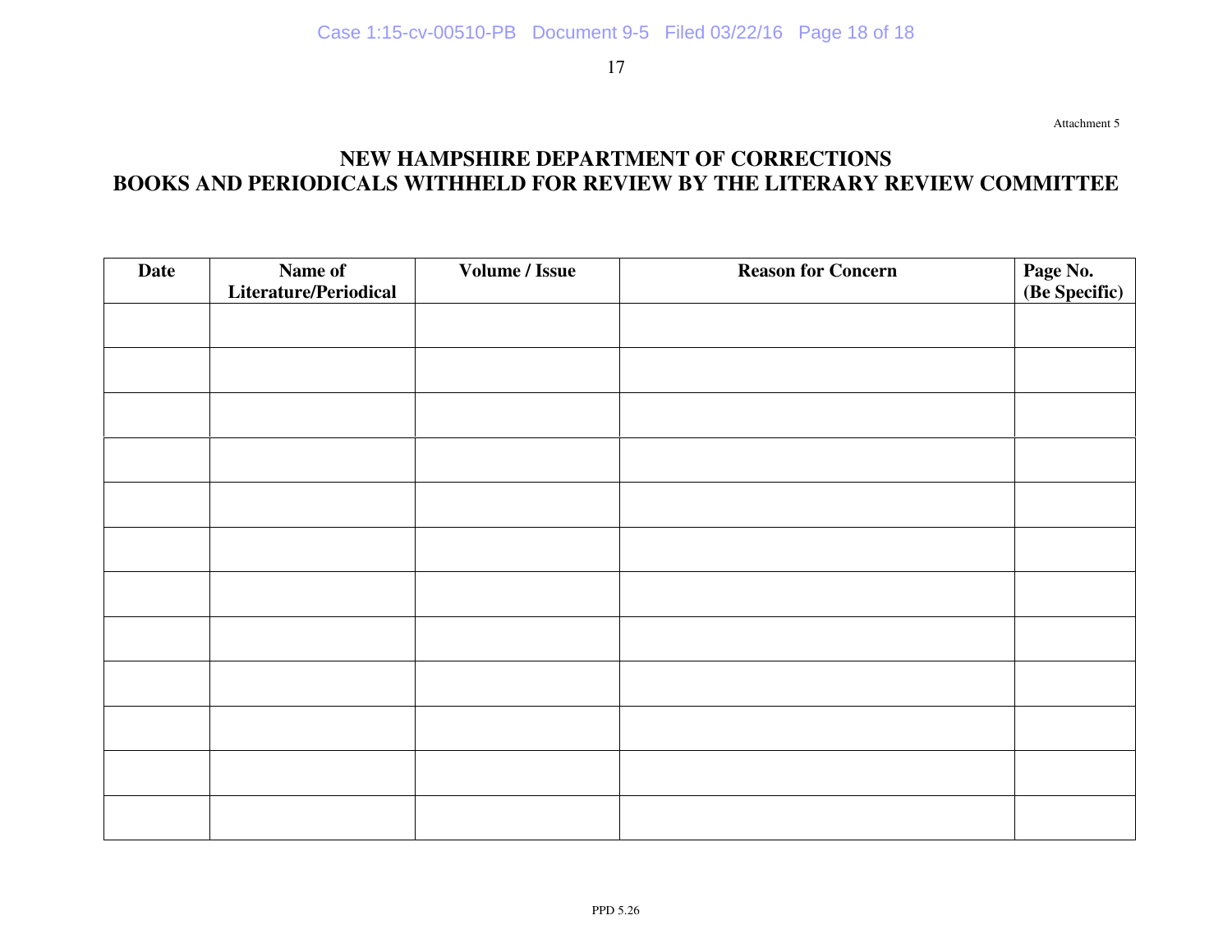Attachment 5

# NEW HAMPSHIRE DEPARTMENT OF CORRECTIONS
# BOOKS AND PERIODICALS WITHHELD FOR REVIEW BY THE LITERARY REVIEW COMMITTEE

| Date | Name of Literature/Periodical | Volume / Issue | Reason for Concern | Page No. (Be Specific) |
|---|---|---|---|---|
| | | | | |
| | | | | |
| | | | | |
| | | | | |
| | | | | |
| | | | | |
| | | | | |
| | | | | |
| | | | | |
| | | | | |
| | | | | |
| | | | | |

PPD 5.26